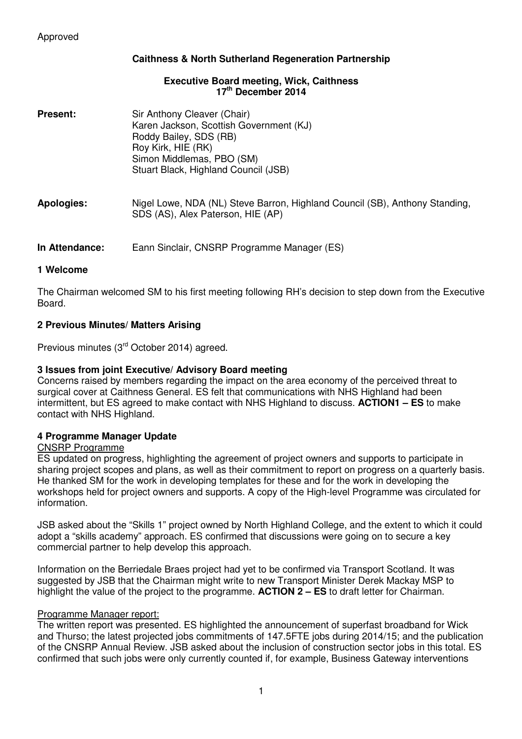Approved

**Caithness & North Sutherland Regeneration Partnership**

**Executive Board meeting, Wick, Caithness**
**17th December 2014**

**Present:** Sir Anthony Cleaver (Chair)
Karen Jackson, Scottish Government (KJ)
Roddy Bailey, SDS (RB)
Roy Kirk, HIE (RK)
Simon Middlemas, PBO (SM)
Stuart Black, Highland Council (JSB)

**Apologies:** Nigel Lowe, NDA (NL) Steve Barron, Highland Council (SB), Anthony Standing, SDS (AS), Alex Paterson, HIE (AP)

**In Attendance:** Eann Sinclair, CNSRP Programme Manager (ES)

## 1 Welcome

The Chairman welcomed SM to his first meeting following RH's decision to step down from the Executive Board.

## 2 Previous Minutes/ Matters Arising

Previous minutes (3rd October 2014) agreed.

## 3 Issues from joint Executive/ Advisory Board meeting

Concerns raised by members regarding the impact on the area economy of the perceived threat to surgical cover at Caithness General. ES felt that communications with NHS Highland had been intermittent, but ES agreed to make contact with NHS Highland to discuss. **ACTION1 – ES** to make contact with NHS Highland.

## 4 Programme Manager Update

CNSRP Programme

ES updated on progress, highlighting the agreement of project owners and supports to participate in sharing project scopes and plans, as well as their commitment to report on progress on a quarterly basis. He thanked SM for the work in developing templates for these and for the work in developing the workshops held for project owners and supports. A copy of the High-level Programme was circulated for information.

JSB asked about the "Skills 1" project owned by North Highland College, and the extent to which it could adopt a "skills academy" approach. ES confirmed that discussions were going on to secure a key commercial partner to help develop this approach.

Information on the Berriedale Braes project had yet to be confirmed via Transport Scotland. It was suggested by JSB that the Chairman might write to new Transport Minister Derek Mackay MSP to highlight the value of the project to the programme. **ACTION 2 – ES** to draft letter for Chairman.

Programme Manager report:

The written report was presented. ES highlighted the announcement of superfast broadband for Wick and Thurso; the latest projected jobs commitments of 147.5FTE jobs during 2014/15; and the publication of the CNSRP Annual Review. JSB asked about the inclusion of construction sector jobs in this total. ES confirmed that such jobs were only currently counted if, for example, Business Gateway interventions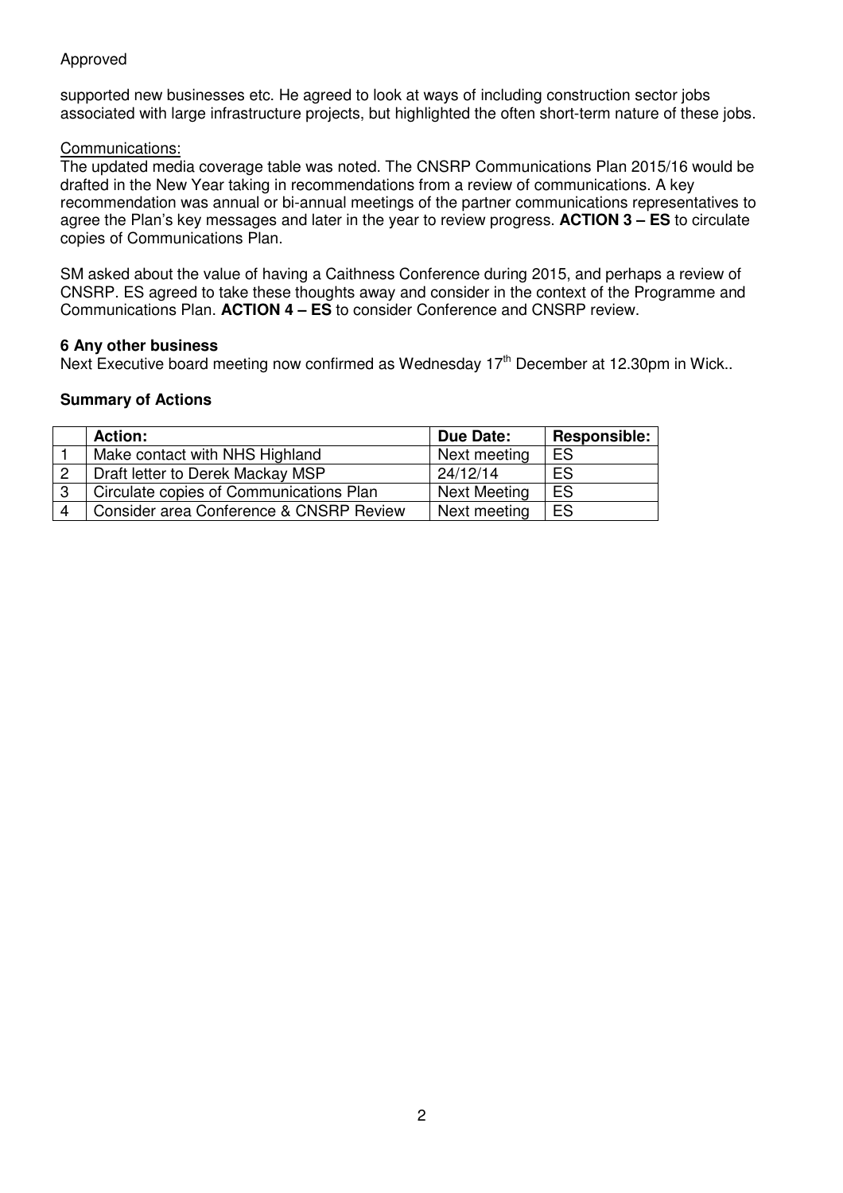Approved

supported new businesses etc. He agreed to look at ways of including construction sector jobs associated with large infrastructure projects, but highlighted the often short-term nature of these jobs.

Communications:

The updated media coverage table was noted. The CNSRP Communications Plan 2015/16 would be drafted in the New Year taking in recommendations from a review of communications. A key recommendation was annual or bi-annual meetings of the partner communications representatives to agree the Plan's key messages and later in the year to review progress. **ACTION 3 – ES** to circulate copies of Communications Plan.

SM asked about the value of having a Caithness Conference during 2015, and perhaps a review of CNSRP. ES agreed to take these thoughts away and consider in the context of the Programme and Communications Plan. **ACTION 4 – ES** to consider Conference and CNSRP review.

**6 Any other business**

Next Executive board meeting now confirmed as Wednesday 17th December at 12.30pm in Wick..

**Summary of Actions**

| | **Action:** | **Due Date:** | **Responsible:** |
|---|---|---|---|
| 1 | Make contact with NHS Highland | Next meeting | ES |
| 2 | Draft letter to Derek Mackay MSP | 24/12/14 | ES |
| 3 | Circulate copies of Communications Plan | Next Meeting | ES |
| 4 | Consider area Conference & CNSRP Review | Next meeting | ES |